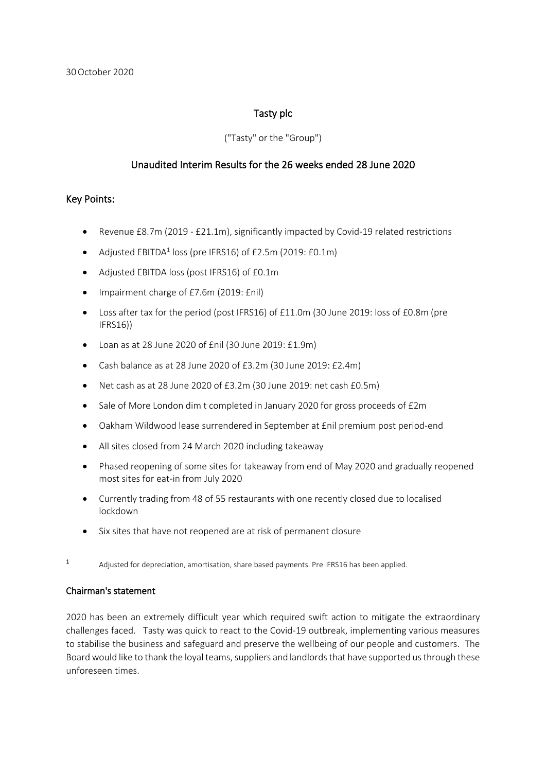30 October 2020

# Tasty plc

("Tasty" or the "Group")

## Unaudited Interim Results for the 26 weeks ended 28 June 2020

## Key Points:

- Revenue £8.7m (2019 - £21.1m), significantly impacted by Covid-19 related restrictions
- Adjusted EBITDA[1] loss (pre IFRS16) of £2.5m (2019: £0.1m)
- Adjusted EBITDA loss (post IFRS16) of £0.1m
- Impairment charge of £7.6m (2019: £nil)
- Loss after tax for the period (post IFRS16) of £11.0m (30 June 2019: loss of £0.8m (pre IFRS16))
- Loan as at 28 June 2020 of £nil (30 June 2019: £1.9m)
- Cash balance as at 28 June 2020 of £3.2m (30 June 2019: £2.4m)
- Net cash as at 28 June 2020 of £3.2m (30 June 2019: net cash £0.5m)
- Sale of More London dim t completed in January 2020 for gross proceeds of £2m
- Oakham Wildwood lease surrendered in September at £nil premium post period-end
- All sites closed from 24 March 2020 including takeaway
- Phased reopening of some sites for takeaway from end of May 2020 and gradually reopened most sites for eat-in from July 2020
- Currently trading from 48 of 55 restaurants with one recently closed due to localised lockdown
- Six sites that have not reopened are at risk of permanent closure

[1] Adjusted for depreciation, amortisation, share based payments. Pre IFRS16 has been applied.

## Chairman's statement

2020 has been an extremely difficult year which required swift action to mitigate the extraordinary challenges faced. Tasty was quick to react to the Covid-19 outbreak, implementing various measures to stabilise the business and safeguard and preserve the wellbeing of our people and customers. The Board would like to thank the loyal teams, suppliers and landlords that have supported us through these unforeseen times.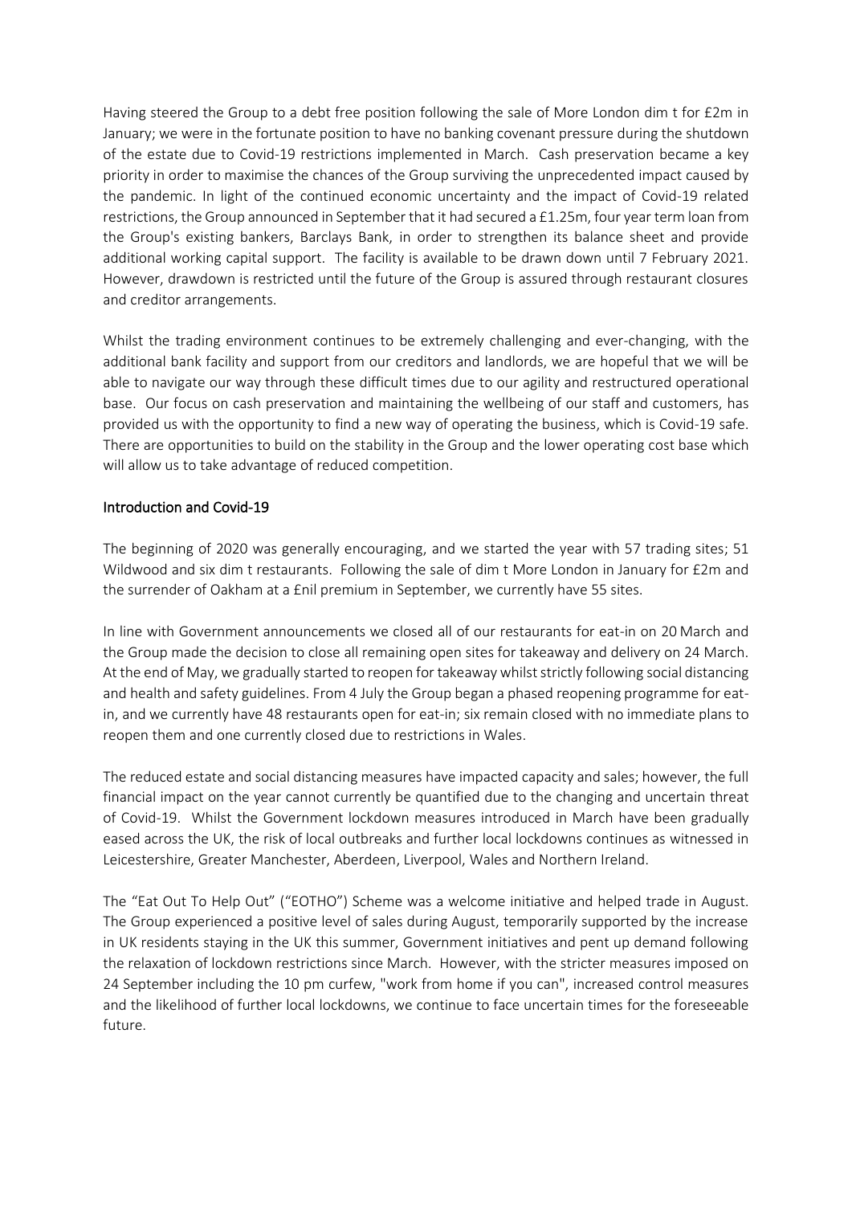Having steered the Group to a debt free position following the sale of More London dim t for £2m in January; we were in the fortunate position to have no banking covenant pressure during the shutdown of the estate due to Covid-19 restrictions implemented in March. Cash preservation became a key priority in order to maximise the chances of the Group surviving the unprecedented impact caused by the pandemic. In light of the continued economic uncertainty and the impact of Covid-19 related restrictions, the Group announced in September that it had secured a £1.25m, four year term loan from the Group's existing bankers, Barclays Bank, in order to strengthen its balance sheet and provide additional working capital support. The facility is available to be drawn down until 7 February 2021. However, drawdown is restricted until the future of the Group is assured through restaurant closures and creditor arrangements.

Whilst the trading environment continues to be extremely challenging and ever-changing, with the additional bank facility and support from our creditors and landlords, we are hopeful that we will be able to navigate our way through these difficult times due to our agility and restructured operational base. Our focus on cash preservation and maintaining the wellbeing of our staff and customers, has provided us with the opportunity to find a new way of operating the business, which is Covid-19 safe. There are opportunities to build on the stability in the Group and the lower operating cost base which will allow us to take advantage of reduced competition.

## Introduction and Covid-19

The beginning of 2020 was generally encouraging, and we started the year with 57 trading sites; 51 Wildwood and six dim t restaurants. Following the sale of dim t More London in January for £2m and the surrender of Oakham at a £nil premium in September, we currently have 55 sites.

In line with Government announcements we closed all of our restaurants for eat-in on 20 March and the Group made the decision to close all remaining open sites for takeaway and delivery on 24 March. At the end of May, we gradually started to reopen for takeaway whilst strictly following social distancing and health and safety guidelines. From 4 July the Group began a phased reopening programme for eat-in, and we currently have 48 restaurants open for eat-in; six remain closed with no immediate plans to reopen them and one currently closed due to restrictions in Wales.

The reduced estate and social distancing measures have impacted capacity and sales; however, the full financial impact on the year cannot currently be quantified due to the changing and uncertain threat of Covid-19. Whilst the Government lockdown measures introduced in March have been gradually eased across the UK, the risk of local outbreaks and further local lockdowns continues as witnessed in Leicestershire, Greater Manchester, Aberdeen, Liverpool, Wales and Northern Ireland.

The "Eat Out To Help Out" ("EOTHO") Scheme was a welcome initiative and helped trade in August. The Group experienced a positive level of sales during August, temporarily supported by the increase in UK residents staying in the UK this summer, Government initiatives and pent up demand following the relaxation of lockdown restrictions since March. However, with the stricter measures imposed on 24 September including the 10 pm curfew, "work from home if you can", increased control measures and the likelihood of further local lockdowns, we continue to face uncertain times for the foreseeable future.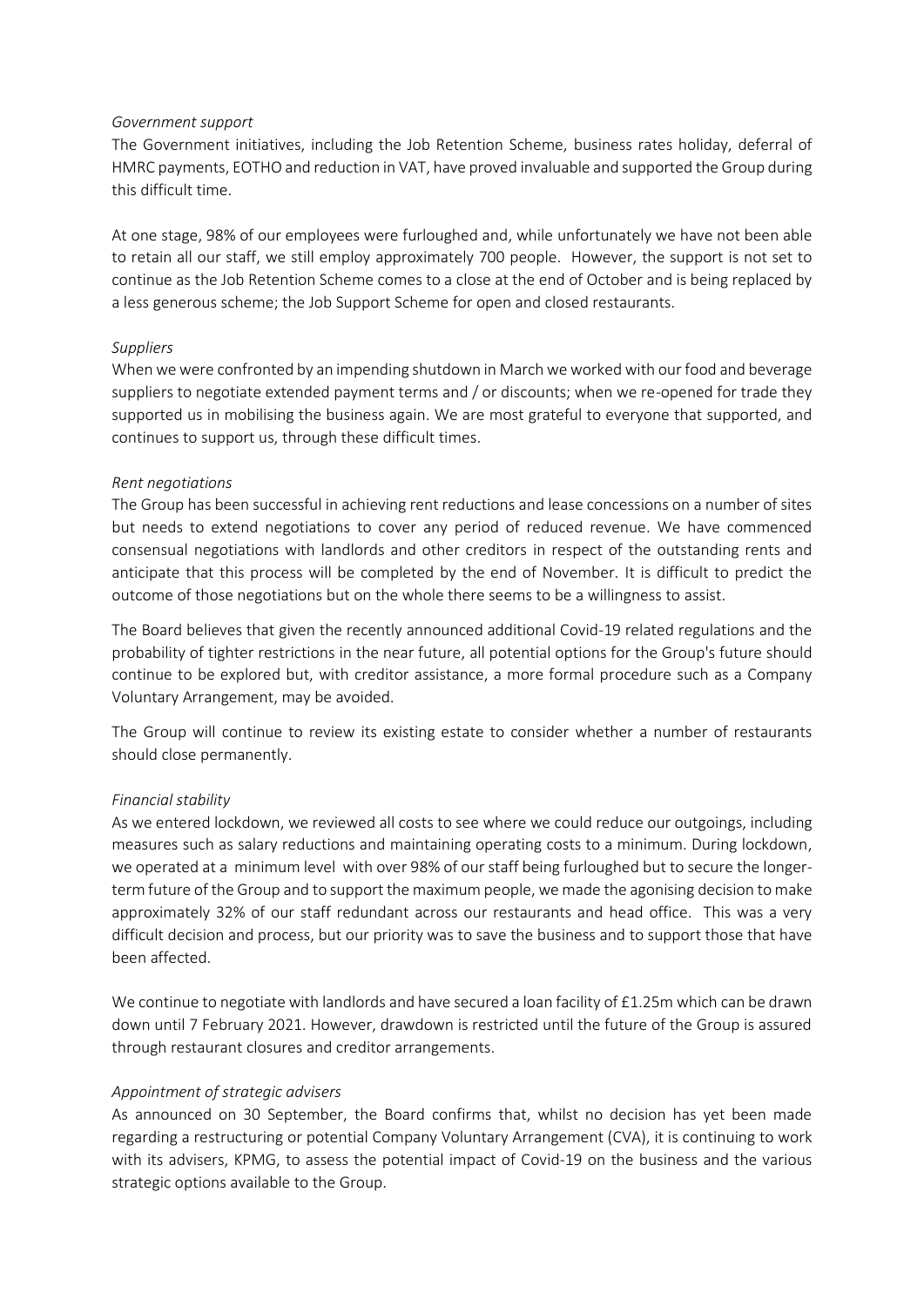*Government support*

The Government initiatives, including the Job Retention Scheme, business rates holiday, deferral of HMRC payments, EOTHO and reduction in VAT, have proved invaluable and supported the Group during this difficult time.

At one stage, 98% of our employees were furloughed and, while unfortunately we have not been able to retain all our staff, we still employ approximately 700 people. However, the support is not set to continue as the Job Retention Scheme comes to a close at the end of October and is being replaced by a less generous scheme; the Job Support Scheme for open and closed restaurants.

*Suppliers*

When we were confronted by an impending shutdown in March we worked with our food and beverage suppliers to negotiate extended payment terms and / or discounts; when we re-opened for trade they supported us in mobilising the business again. We are most grateful to everyone that supported, and continues to support us, through these difficult times.

*Rent negotiations*

The Group has been successful in achieving rent reductions and lease concessions on a number of sites but needs to extend negotiations to cover any period of reduced revenue. We have commenced consensual negotiations with landlords and other creditors in respect of the outstanding rents and anticipate that this process will be completed by the end of November. It is difficult to predict the outcome of those negotiations but on the whole there seems to be a willingness to assist.

The Board believes that given the recently announced additional Covid-19 related regulations and the probability of tighter restrictions in the near future, all potential options for the Group's future should continue to be explored but, with creditor assistance, a more formal procedure such as a Company Voluntary Arrangement, may be avoided.

The Group will continue to review its existing estate to consider whether a number of restaurants should close permanently.

*Financial stability*

As we entered lockdown, we reviewed all costs to see where we could reduce our outgoings, including measures such as salary reductions and maintaining operating costs to a minimum. During lockdown, we operated at a minimum level with over 98% of our staff being furloughed but to secure the longer-term future of the Group and to support the maximum people, we made the agonising decision to make approximately 32% of our staff redundant across our restaurants and head office. This was a very difficult decision and process, but our priority was to save the business and to support those that have been affected.

We continue to negotiate with landlords and have secured a loan facility of £1.25m which can be drawn down until 7 February 2021. However, drawdown is restricted until the future of the Group is assured through restaurant closures and creditor arrangements.

*Appointment of strategic advisers*

As announced on 30 September, the Board confirms that, whilst no decision has yet been made regarding a restructuring or potential Company Voluntary Arrangement (CVA), it is continuing to work with its advisers, KPMG, to assess the potential impact of Covid-19 on the business and the various strategic options available to the Group.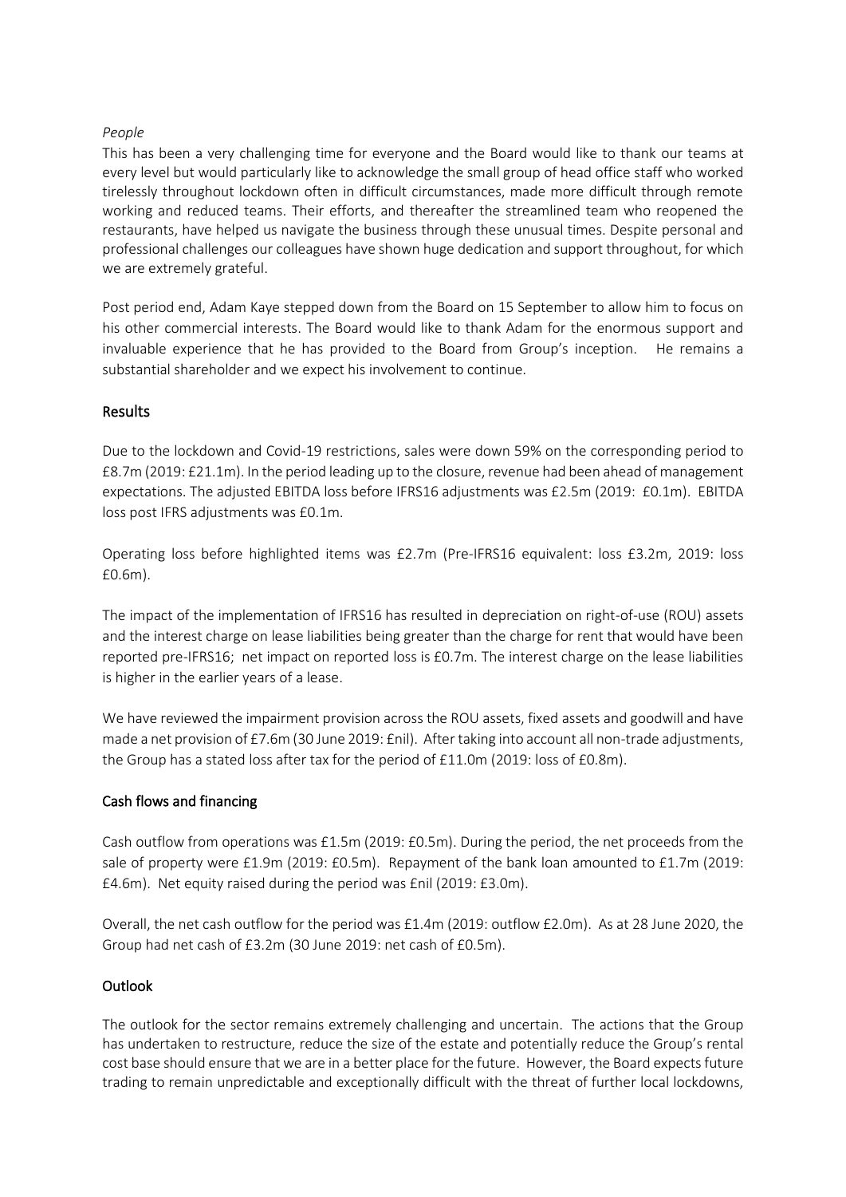*People*

This has been a very challenging time for everyone and the Board would like to thank our teams at every level but would particularly like to acknowledge the small group of head office staff who worked tirelessly throughout lockdown often in difficult circumstances, made more difficult through remote working and reduced teams. Their efforts, and thereafter the streamlined team who reopened the restaurants, have helped us navigate the business through these unusual times. Despite personal and professional challenges our colleagues have shown huge dedication and support throughout, for which we are extremely grateful.

Post period end, Adam Kaye stepped down from the Board on 15 September to allow him to focus on his other commercial interests. The Board would like to thank Adam for the enormous support and invaluable experience that he has provided to the Board from Group's inception. He remains a substantial shareholder and we expect his involvement to continue.

## Results

Due to the lockdown and Covid-19 restrictions, sales were down 59% on the corresponding period to £8.7m (2019: £21.1m). In the period leading up to the closure, revenue had been ahead of management expectations. The adjusted EBITDA loss before IFRS16 adjustments was £2.5m (2019: £0.1m). EBITDA loss post IFRS adjustments was £0.1m.

Operating loss before highlighted items was £2.7m (Pre-IFRS16 equivalent: loss £3.2m, 2019: loss £0.6m).

The impact of the implementation of IFRS16 has resulted in depreciation on right-of-use (ROU) assets and the interest charge on lease liabilities being greater than the charge for rent that would have been reported pre-IFRS16; net impact on reported loss is £0.7m. The interest charge on the lease liabilities is higher in the earlier years of a lease.

We have reviewed the impairment provision across the ROU assets, fixed assets and goodwill and have made a net provision of £7.6m (30 June 2019: £nil). After taking into account all non-trade adjustments, the Group has a stated loss after tax for the period of £11.0m (2019: loss of £0.8m).

## Cash flows and financing

Cash outflow from operations was £1.5m (2019: £0.5m). During the period, the net proceeds from the sale of property were £1.9m (2019: £0.5m). Repayment of the bank loan amounted to £1.7m (2019: £4.6m). Net equity raised during the period was £nil (2019: £3.0m).

Overall, the net cash outflow for the period was £1.4m (2019: outflow £2.0m). As at 28 June 2020, the Group had net cash of £3.2m (30 June 2019: net cash of £0.5m).

## Outlook

The outlook for the sector remains extremely challenging and uncertain. The actions that the Group has undertaken to restructure, reduce the size of the estate and potentially reduce the Group's rental cost base should ensure that we are in a better place for the future. However, the Board expects future trading to remain unpredictable and exceptionally difficult with the threat of further local lockdowns,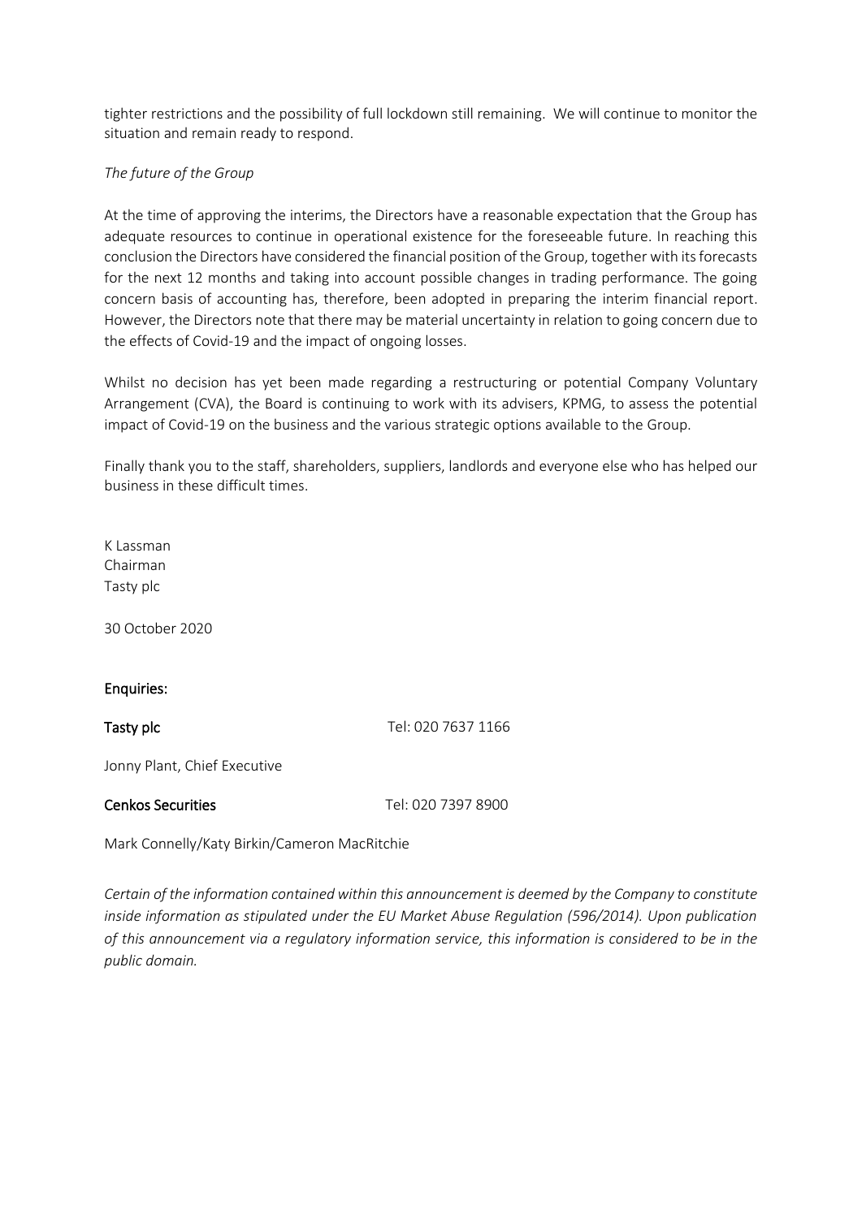tighter restrictions and the possibility of full lockdown still remaining. We will continue to monitor the situation and remain ready to respond.

*The future of the Group*

At the time of approving the interims, the Directors have a reasonable expectation that the Group has adequate resources to continue in operational existence for the foreseeable future. In reaching this conclusion the Directors have considered the financial position of the Group, together with its forecasts for the next 12 months and taking into account possible changes in trading performance. The going concern basis of accounting has, therefore, been adopted in preparing the interim financial report. However, the Directors note that there may be material uncertainty in relation to going concern due to the effects of Covid-19 and the impact of ongoing losses.

Whilst no decision has yet been made regarding a restructuring or potential Company Voluntary Arrangement (CVA), the Board is continuing to work with its advisers, KPMG, to assess the potential impact of Covid-19 on the business and the various strategic options available to the Group.

Finally thank you to the staff, shareholders, suppliers, landlords and everyone else who has helped our business in these difficult times.

K Lassman
Chairman
Tasty plc

30 October 2020

**Enquiries:**

**Tasty plc** Tel: 020 7637 1166

Jonny Plant, Chief Executive

**Cenkos Securities** Tel: 020 7397 8900

Mark Connelly/Katy Birkin/Cameron MacRitchie

*Certain of the information contained within this announcement is deemed by the Company to constitute inside information as stipulated under the EU Market Abuse Regulation (596/2014). Upon publication of this announcement via a regulatory information service, this information is considered to be in the public domain.*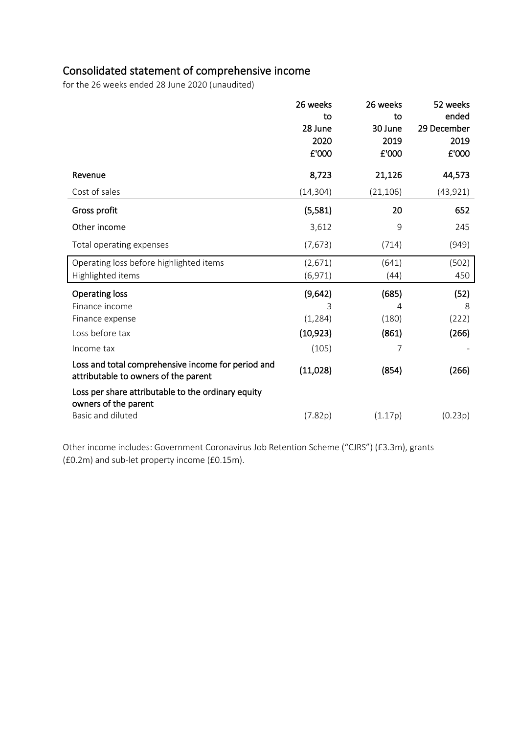# Consolidated statement of comprehensive income

for the 26 weeks ended 28 June 2020 (unaudited)

| | 26 weeks to 28 June 2020 £'000 | 26 weeks to 30 June 2019 £'000 | 52 weeks ended 29 December 2019 £'000 |
|---|---|---|---|
| **Revenue** | **8,723** | **21,126** | **44,573** |
| Cost of sales | (14,304) | (21,106) | (43,921) |
| **Gross profit** | **(5,581)** | **20** | **652** |
| Other income | 3,612 | 9 | 245 |
| Total operating expenses | (7,673) | (714) | (949) |
| Operating loss before highlighted items | (2,671) | (641) | (502) |
| Highlighted items | (6,971) | (44) | 450 |
| **Operating loss** | **(9,642)** | **(685)** | **(52)** |
| Finance income | 3 | 4 | 8 |
| Finance expense | (1,284) | (180) | (222) |
| Loss before tax | **(10,923)** | **(861)** | **(266)** |
| Income tax | (105) | 7 | - |
| **Loss and total comprehensive income for period and attributable to owners of the parent** | **(11,028)** | **(854)** | **(266)** |
| **Loss per share attributable to the ordinary equity owners of the parent** | | | |
| Basic and diluted | (7.82p) | (1.17p) | (0.23p) |

Other income includes: Government Coronavirus Job Retention Scheme ("CJRS") (£3.3m), grants (£0.2m) and sub-let property income (£0.15m).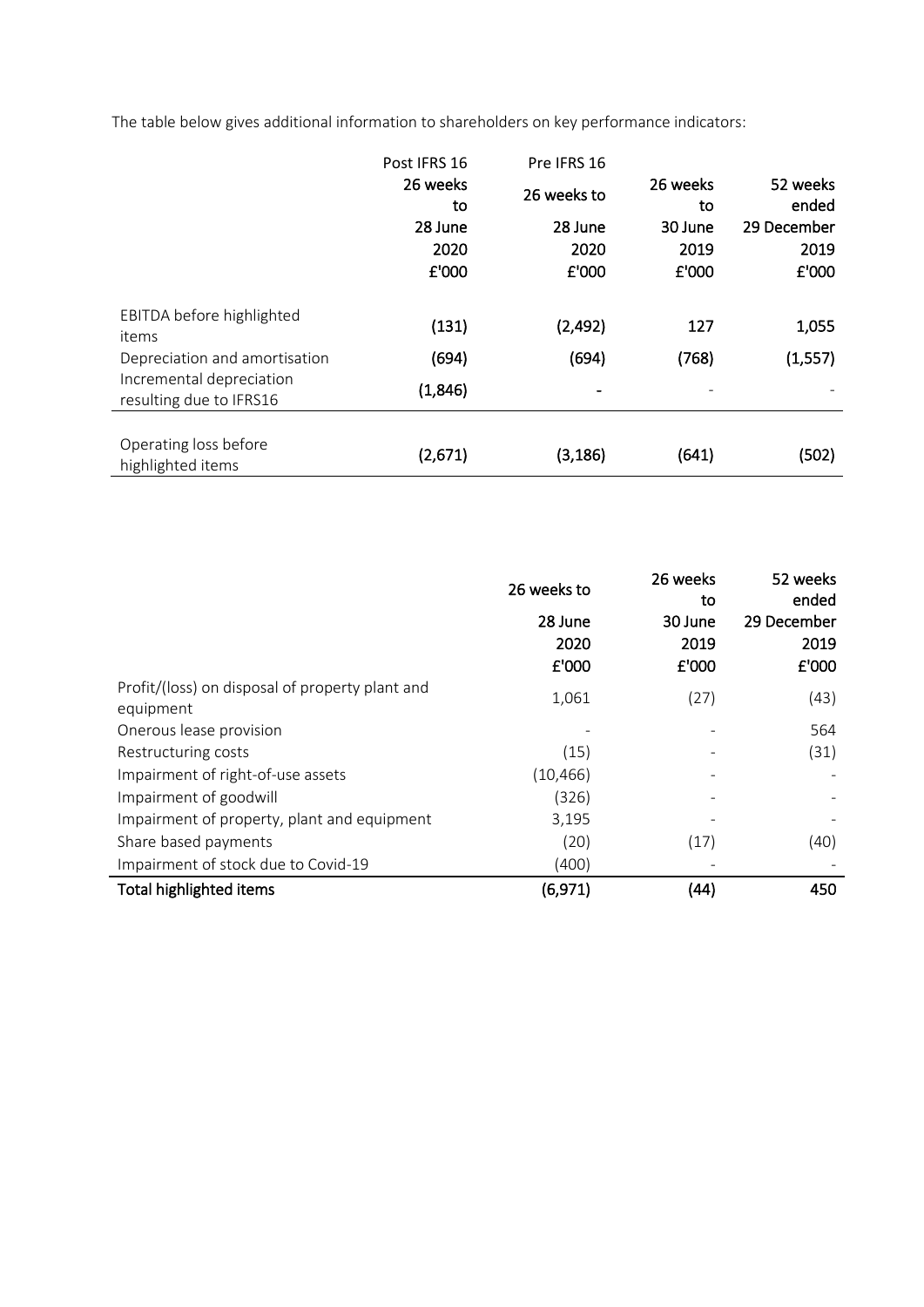The table below gives additional information to shareholders on key performance indicators:

| | Post IFRS 16 | Pre IFRS 16 | | |
|---|---|---|---|---|
| | 26 weeks to | 26 weeks to | 26 weeks to | 52 weeks ended |
| | 28 June 2020 | 28 June 2020 | 30 June 2019 | 29 December 2019 |
| | £'000 | £'000 | £'000 | £'000 |
| EBITDA before highlighted items | (131) | (2,492) | 127 | 1,055 |
| Depreciation and amortisation | (694) | (694) | (768) | (1,557) |
| Incremental depreciation resulting due to IFRS16 | (1,846) | - | - | - |
| Operating loss before highlighted items | (2,671) | (3,186) | (641) | (502) |

| | 26 weeks to | 26 weeks to | 52 weeks ended |
|---|---|---|---|
| | 28 June 2020 | 30 June 2019 | 29 December 2019 |
| | £'000 | £'000 | £'000 |
| Profit/(loss) on disposal of property plant and equipment | 1,061 | (27) | (43) |
| Onerous lease provision | - | - | 564 |
| Restructuring costs | (15) | - | (31) |
| Impairment of right-of-use assets | (10,466) | - | - |
| Impairment of goodwill | (326) | - | - |
| Impairment of property, plant and equipment | 3,195 | - | - |
| Share based payments | (20) | (17) | (40) |
| Impairment of stock due to Covid-19 | (400) | - | - |
| **Total highlighted items** | **(6,971)** | **(44)** | **450** |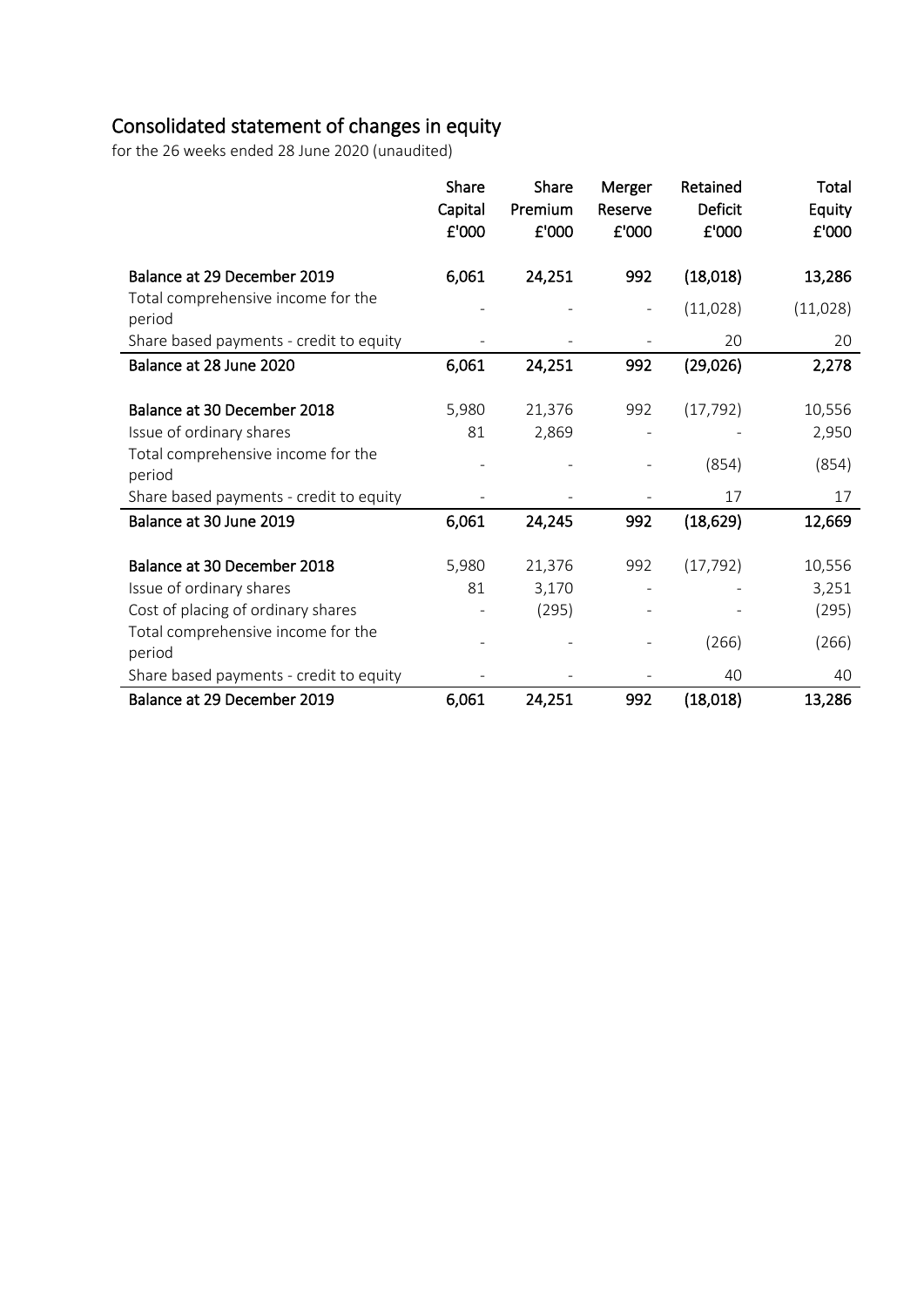# Consolidated statement of changes in equity

for the 26 weeks ended 28 June 2020 (unaudited)

| | Share Capital £'000 | Share Premium £'000 | Merger Reserve £'000 | Retained Deficit £'000 | Total Equity £'000 |
|---|---|---|---|---|---|
| **Balance at 29 December 2019** | **6,061** | **24,251** | **992** | **(18,018)** | **13,286** |
| Total comprehensive income for the period | - | - | - | (11,028) | (11,028) |
| Share based payments - credit to equity | - | - | - | 20 | 20 |
| **Balance at 28 June 2020** | **6,061** | **24,251** | **992** | **(29,026)** | **2,278** |
| | | | | | |
| **Balance at 30 December 2018** | 5,980 | 21,376 | 992 | (17,792) | 10,556 |
| Issue of ordinary shares | 81 | 2,869 | - | - | 2,950 |
| Total comprehensive income for the period | - | - | - | (854) | (854) |
| Share based payments - credit to equity | - | - | - | 17 | 17 |
| **Balance at 30 June 2019** | **6,061** | **24,245** | **992** | **(18,629)** | **12,669** |
| | | | | | |
| **Balance at 30 December 2018** | 5,980 | 21,376 | 992 | (17,792) | 10,556 |
| Issue of ordinary shares | 81 | 3,170 | - | - | 3,251 |
| Cost of placing of ordinary shares | - | (295) | - | - | (295) |
| Total comprehensive income for the period | - | - | - | (266) | (266) |
| Share based payments - credit to equity | - | - | - | 40 | 40 |
| **Balance at 29 December 2019** | **6,061** | **24,251** | **992** | **(18,018)** | **13,286** |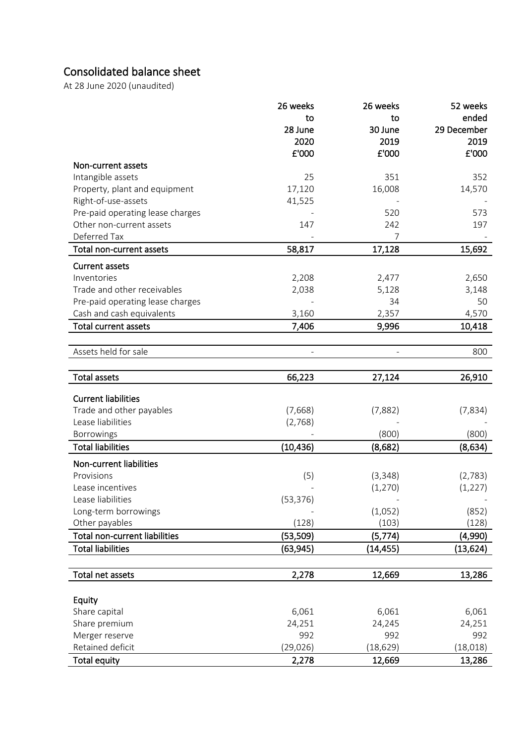# Consolidated balance sheet

At 28 June 2020 (unaudited)

| | 26 weeks to 28 June 2020 £'000 | 26 weeks to 30 June 2019 £'000 | 52 weeks ended 29 December 2019 £'000 |
|---|---|---|---|
| **Non-current assets** | | | |
| Intangible assets | 25 | 351 | 352 |
| Property, plant and equipment | 17,120 | 16,008 | 14,570 |
| Right-of-use-assets | 41,525 | - | - |
| Pre-paid operating lease charges | - | 520 | 573 |
| Other non-current assets | 147 | 242 | 197 |
| Deferred Tax | - | 7 | - |
| **Total non-current assets** | **58,817** | **17,128** | **15,692** |
| **Current assets** | | | |
| Inventories | 2,208 | 2,477 | 2,650 |
| Trade and other receivables | 2,038 | 5,128 | 3,148 |
| Pre-paid operating lease charges | - | 34 | 50 |
| Cash and cash equivalents | 3,160 | 2,357 | 4,570 |
| **Total current assets** | **7,406** | **9,996** | **10,418** |
| Assets held for sale | - | - | 800 |
| **Total assets** | **66,223** | **27,124** | **26,910** |
| **Current liabilities** | | | |
| Trade and other payables | (7,668) | (7,882) | (7,834) |
| Lease liabilities | (2,768) | - | - |
| Borrowings | - | (800) | (800) |
| **Total liabilities** | **(10,436)** | **(8,682)** | **(8,634)** |
| **Non-current liabilities** | | | |
| Provisions | (5) | (3,348) | (2,783) |
| Lease incentives | - | (1,270) | (1,227) |
| Lease liabilities | (53,376) | - | - |
| Long-term borrowings | - | (1,052) | (852) |
| Other payables | (128) | (103) | (128) |
| **Total non-current liabilities** | **(53,509)** | **(5,774)** | **(4,990)** |
| **Total liabilities** | **(63,945)** | **(14,455)** | **(13,624)** |
| **Total net assets** | **2,278** | **12,669** | **13,286** |
| **Equity** | | | |
| Share capital | 6,061 | 6,061 | 6,061 |
| Share premium | 24,251 | 24,245 | 24,251 |
| Merger reserve | 992 | 992 | 992 |
| Retained deficit | (29,026) | (18,629) | (18,018) |
| **Total equity** | **2,278** | **12,669** | **13,286** |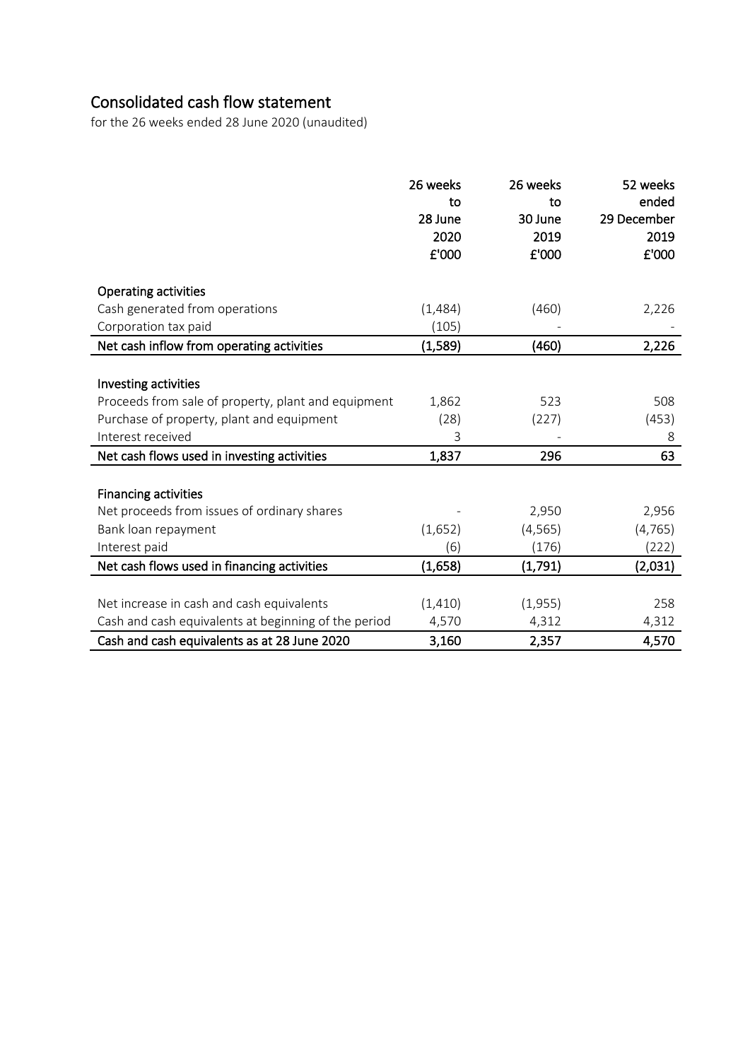# Consolidated cash flow statement

for the 26 weeks ended 28 June 2020 (unaudited)

| | 26 weeks to 28 June 2020 £'000 | 26 weeks to 30 June 2019 £'000 | 52 weeks ended 29 December 2019 £'000 |
|---|---|---|---|
| **Operating activities** | | | |
| Cash generated from operations | (1,484) | (460) | 2,226 |
| Corporation tax paid | (105) | - | - |
| **Net cash inflow from operating activities** | **(1,589)** | **(460)** | **2,226** |
| **Investing activities** | | | |
| Proceeds from sale of property, plant and equipment | 1,862 | 523 | 508 |
| Purchase of property, plant and equipment | (28) | (227) | (453) |
| Interest received | 3 | - | 8 |
| **Net cash flows used in investing activities** | **1,837** | **296** | **63** |
| **Financing activities** | | | |
| Net proceeds from issues of ordinary shares | - | 2,950 | 2,956 |
| Bank loan repayment | (1,652) | (4,565) | (4,765) |
| Interest paid | (6) | (176) | (222) |
| **Net cash flows used in financing activities** | **(1,658)** | **(1,791)** | **(2,031)** |
| Net increase in cash and cash equivalents | (1,410) | (1,955) | 258 |
| Cash and cash equivalents at beginning of the period | 4,570 | 4,312 | 4,312 |
| **Cash and cash equivalents as at 28 June 2020** | **3,160** | **2,357** | **4,570** |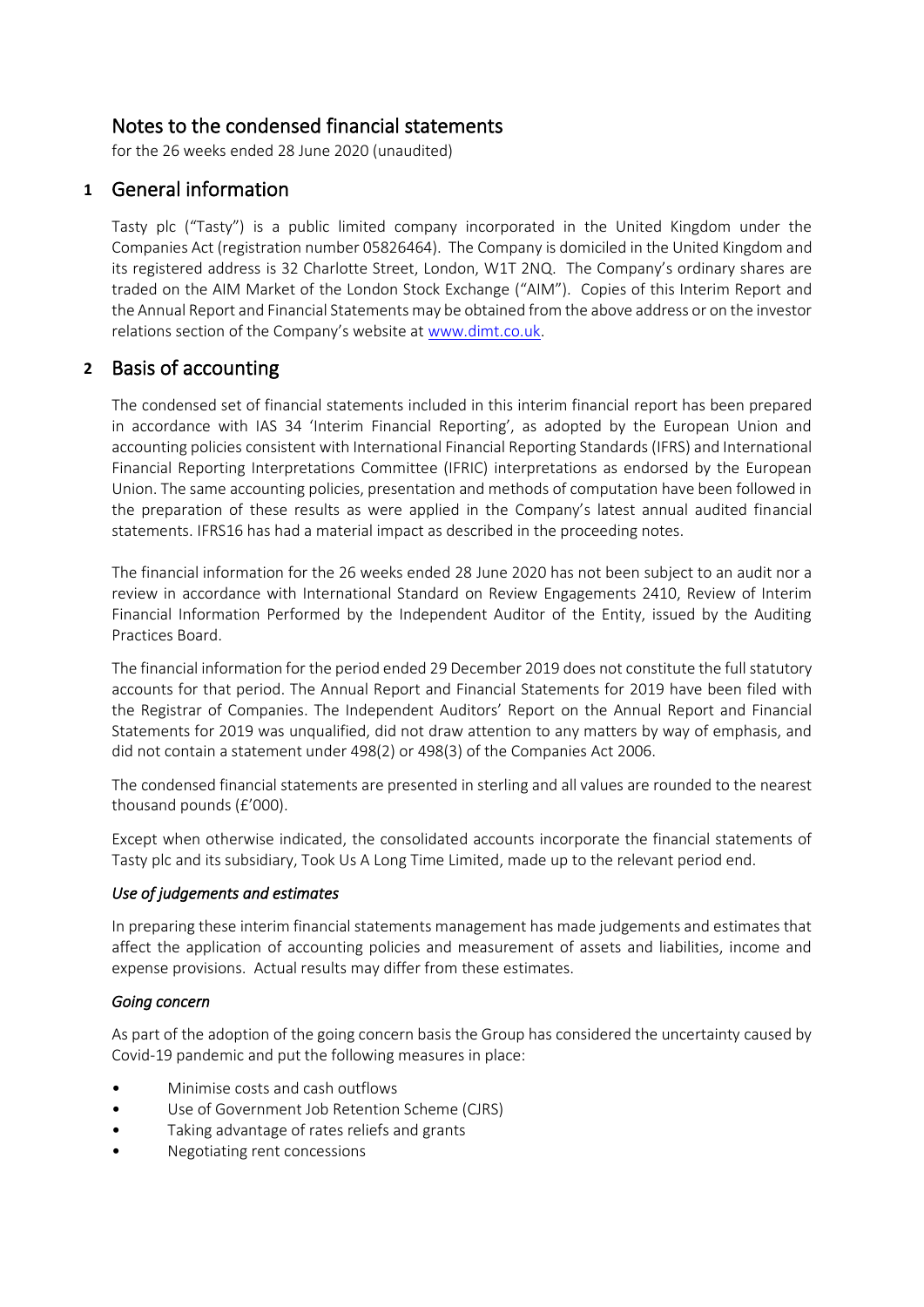# Notes to the condensed financial statements

for the 26 weeks ended 28 June 2020 (unaudited)

## 1 General information

Tasty plc ("Tasty") is a public limited company incorporated in the United Kingdom under the Companies Act (registration number 05826464). The Company is domiciled in the United Kingdom and its registered address is 32 Charlotte Street, London, W1T 2NQ. The Company's ordinary shares are traded on the AIM Market of the London Stock Exchange ("AIM"). Copies of this Interim Report and the Annual Report and Financial Statements may be obtained from the above address or on the investor relations section of the Company's website at www.dimt.co.uk.

## 2 Basis of accounting

The condensed set of financial statements included in this interim financial report has been prepared in accordance with IAS 34 'Interim Financial Reporting', as adopted by the European Union and accounting policies consistent with International Financial Reporting Standards (IFRS) and International Financial Reporting Interpretations Committee (IFRIC) interpretations as endorsed by the European Union. The same accounting policies, presentation and methods of computation have been followed in the preparation of these results as were applied in the Company's latest annual audited financial statements. IFRS16 has had a material impact as described in the proceeding notes.

The financial information for the 26 weeks ended 28 June 2020 has not been subject to an audit nor a review in accordance with International Standard on Review Engagements 2410, Review of Interim Financial Information Performed by the Independent Auditor of the Entity, issued by the Auditing Practices Board.

The financial information for the period ended 29 December 2019 does not constitute the full statutory accounts for that period. The Annual Report and Financial Statements for 2019 have been filed with the Registrar of Companies. The Independent Auditors' Report on the Annual Report and Financial Statements for 2019 was unqualified, did not draw attention to any matters by way of emphasis, and did not contain a statement under 498(2) or 498(3) of the Companies Act 2006.

The condensed financial statements are presented in sterling and all values are rounded to the nearest thousand pounds (£'000).

Except when otherwise indicated, the consolidated accounts incorporate the financial statements of Tasty plc and its subsidiary, Took Us A Long Time Limited, made up to the relevant period end.

*Use of judgements and estimates*

In preparing these interim financial statements management has made judgements and estimates that affect the application of accounting policies and measurement of assets and liabilities, income and expense provisions. Actual results may differ from these estimates.

*Going concern*

As part of the adoption of the going concern basis the Group has considered the uncertainty caused by Covid-19 pandemic and put the following measures in place:

- Minimise costs and cash outflows
- Use of Government Job Retention Scheme (CJRS)
- Taking advantage of rates reliefs and grants
- Negotiating rent concessions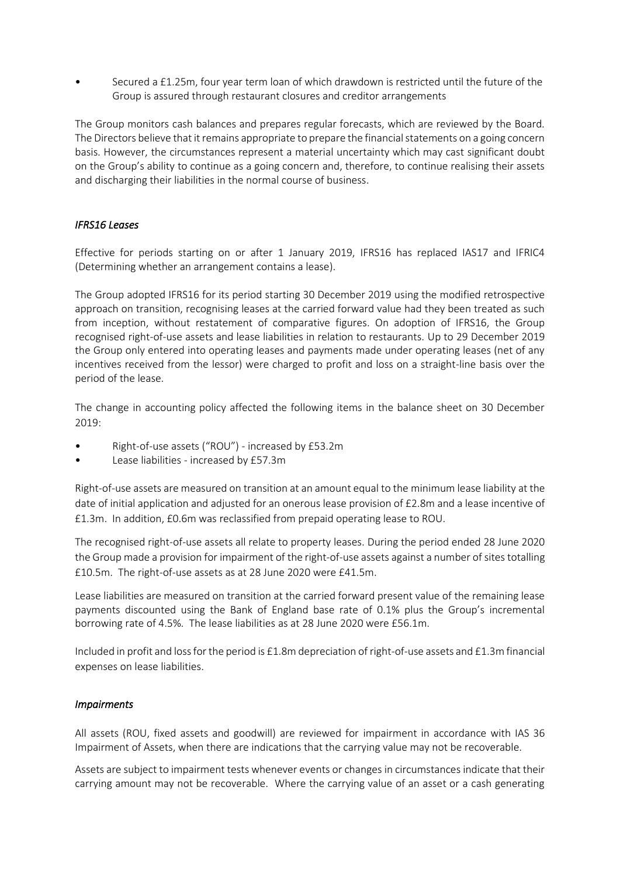- Secured a £1.25m, four year term loan of which drawdown is restricted until the future of the Group is assured through restaurant closures and creditor arrangements

The Group monitors cash balances and prepares regular forecasts, which are reviewed by the Board. The Directors believe that it remains appropriate to prepare the financial statements on a going concern basis. However, the circumstances represent a material uncertainty which may cast significant doubt on the Group's ability to continue as a going concern and, therefore, to continue realising their assets and discharging their liabilities in the normal course of business.

### *IFRS16 Leases*

Effective for periods starting on or after 1 January 2019, IFRS16 has replaced IAS17 and IFRIC4 (Determining whether an arrangement contains a lease).

The Group adopted IFRS16 for its period starting 30 December 2019 using the modified retrospective approach on transition, recognising leases at the carried forward value had they been treated as such from inception, without restatement of comparative figures. On adoption of IFRS16, the Group recognised right-of-use assets and lease liabilities in relation to restaurants. Up to 29 December 2019 the Group only entered into operating leases and payments made under operating leases (net of any incentives received from the lessor) were charged to profit and loss on a straight-line basis over the period of the lease.

The change in accounting policy affected the following items in the balance sheet on 30 December 2019:

- Right-of-use assets ("ROU") - increased by £53.2m
- Lease liabilities - increased by £57.3m

Right-of-use assets are measured on transition at an amount equal to the minimum lease liability at the date of initial application and adjusted for an onerous lease provision of £2.8m and a lease incentive of £1.3m. In addition, £0.6m was reclassified from prepaid operating lease to ROU.

The recognised right-of-use assets all relate to property leases. During the period ended 28 June 2020 the Group made a provision for impairment of the right-of-use assets against a number of sites totalling £10.5m. The right-of-use assets as at 28 June 2020 were £41.5m.

Lease liabilities are measured on transition at the carried forward present value of the remaining lease payments discounted using the Bank of England base rate of 0.1% plus the Group's incremental borrowing rate of 4.5%. The lease liabilities as at 28 June 2020 were £56.1m.

Included in profit and loss for the period is £1.8m depreciation of right-of-use assets and £1.3m financial expenses on lease liabilities.

### *Impairments*

All assets (ROU, fixed assets and goodwill) are reviewed for impairment in accordance with IAS 36 Impairment of Assets, when there are indications that the carrying value may not be recoverable.

Assets are subject to impairment tests whenever events or changes in circumstances indicate that their carrying amount may not be recoverable. Where the carrying value of an asset or a cash generating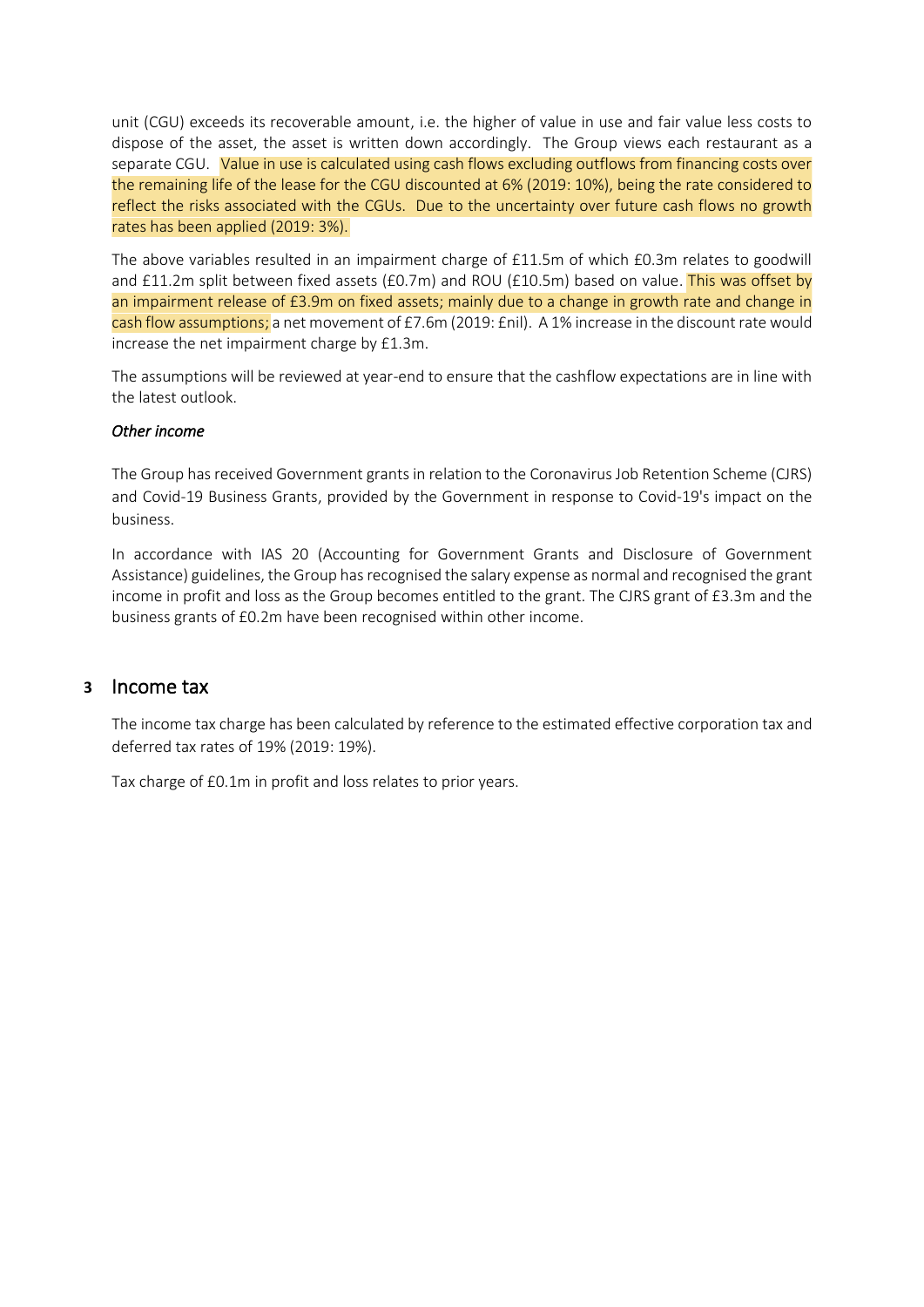unit (CGU) exceeds its recoverable amount, i.e. the higher of value in use and fair value less costs to dispose of the asset, the asset is written down accordingly. The Group views each restaurant as a separate CGU. Value in use is calculated using cash flows excluding outflows from financing costs over the remaining life of the lease for the CGU discounted at 6% (2019: 10%), being the rate considered to reflect the risks associated with the CGUs. Due to the uncertainty over future cash flows no growth rates has been applied (2019: 3%).

The above variables resulted in an impairment charge of £11.5m of which £0.3m relates to goodwill and £11.2m split between fixed assets (£0.7m) and ROU (£10.5m) based on value. This was offset by an impairment release of £3.9m on fixed assets; mainly due to a change in growth rate and change in cash flow assumptions; a net movement of £7.6m (2019: £nil). A 1% increase in the discount rate would increase the net impairment charge by £1.3m.

The assumptions will be reviewed at year-end to ensure that the cashflow expectations are in line with the latest outlook.

*Other income*

The Group has received Government grants in relation to the Coronavirus Job Retention Scheme (CJRS) and Covid-19 Business Grants, provided by the Government in response to Covid-19's impact on the business.

In accordance with IAS 20 (Accounting for Government Grants and Disclosure of Government Assistance) guidelines, the Group has recognised the salary expense as normal and recognised the grant income in profit and loss as the Group becomes entitled to the grant. The CJRS grant of £3.3m and the business grants of £0.2m have been recognised within other income.

## 3 Income tax

The income tax charge has been calculated by reference to the estimated effective corporation tax and deferred tax rates of 19% (2019: 19%).

Tax charge of £0.1m in profit and loss relates to prior years.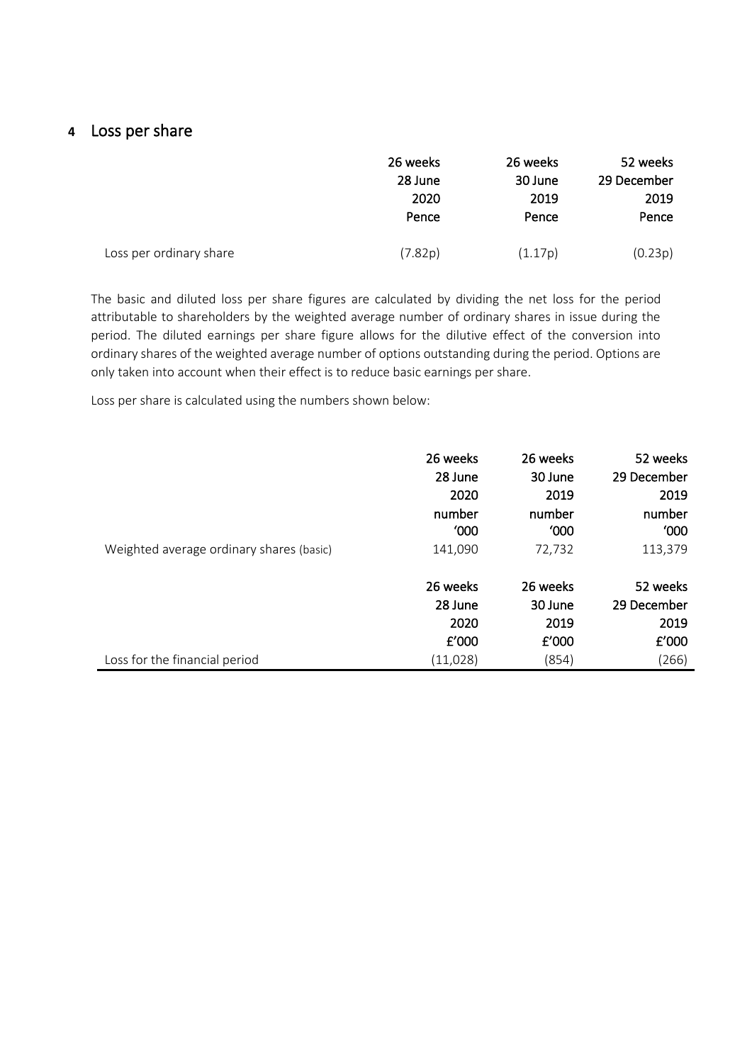## 4 Loss per share

| | 26 weeks 28 June 2020 Pence | 26 weeks 30 June 2019 Pence | 52 weeks 29 December 2019 Pence |
|---|---|---|---|
| Loss per ordinary share | (7.82p) | (1.17p) | (0.23p) |

The basic and diluted loss per share figures are calculated by dividing the net loss for the period attributable to shareholders by the weighted average number of ordinary shares in issue during the period. The diluted earnings per share figure allows for the dilutive effect of the conversion into ordinary shares of the weighted average number of options outstanding during the period. Options are only taken into account when their effect is to reduce basic earnings per share.

Loss per share is calculated using the numbers shown below:

| | 26 weeks 28 June 2020 number '000 | 26 weeks 30 June 2019 number '000 | 52 weeks 29 December 2019 number '000 |
|---|---|---|---|
| Weighted average ordinary shares (basic) | 141,090 | 72,732 | 113,379 |

| | 26 weeks 28 June 2020 £'000 | 26 weeks 30 June 2019 £'000 | 52 weeks 29 December 2019 £'000 |
|---|---|---|---|
| Loss for the financial period | (11,028) | (854) | (266) |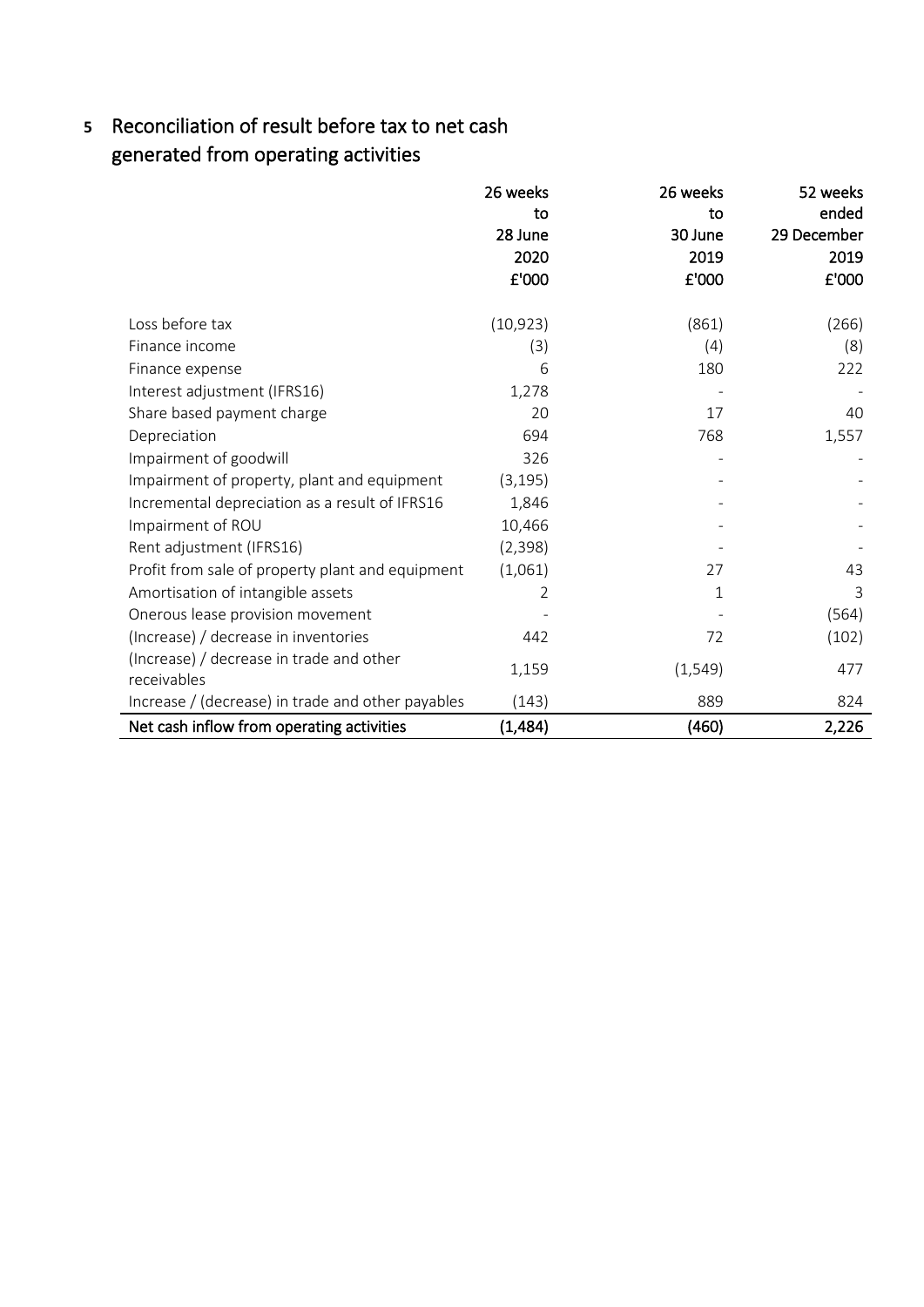## 5 Reconciliation of result before tax to net cash generated from operating activities

| | 26 weeks to 28 June 2020 £'000 | 26 weeks to 30 June 2019 £'000 | 52 weeks ended 29 December 2019 £'000 |
|---|---|---|---|
| Loss before tax | (10,923) | (861) | (266) |
| Finance income | (3) | (4) | (8) |
| Finance expense | 6 | 180 | 222 |
| Interest adjustment (IFRS16) | 1,278 | - | - |
| Share based payment charge | 20 | 17 | 40 |
| Depreciation | 694 | 768 | 1,557 |
| Impairment of goodwill | 326 | - | - |
| Impairment of property, plant and equipment | (3,195) | - | - |
| Incremental depreciation as a result of IFRS16 | 1,846 | - | - |
| Impairment of ROU | 10,466 | - | - |
| Rent adjustment (IFRS16) | (2,398) | - | - |
| Profit from sale of property plant and equipment | (1,061) | 27 | 43 |
| Amortisation of intangible assets | 2 | 1 | 3 |
| Onerous lease provision movement | - | - | (564) |
| (Increase) / decrease in inventories | 442 | 72 | (102) |
| (Increase) / decrease in trade and other receivables | 1,159 | (1,549) | 477 |
| Increase / (decrease) in trade and other payables | (143) | 889 | 824 |
| **Net cash inflow from operating activities** | **(1,484)** | **(460)** | **2,226** |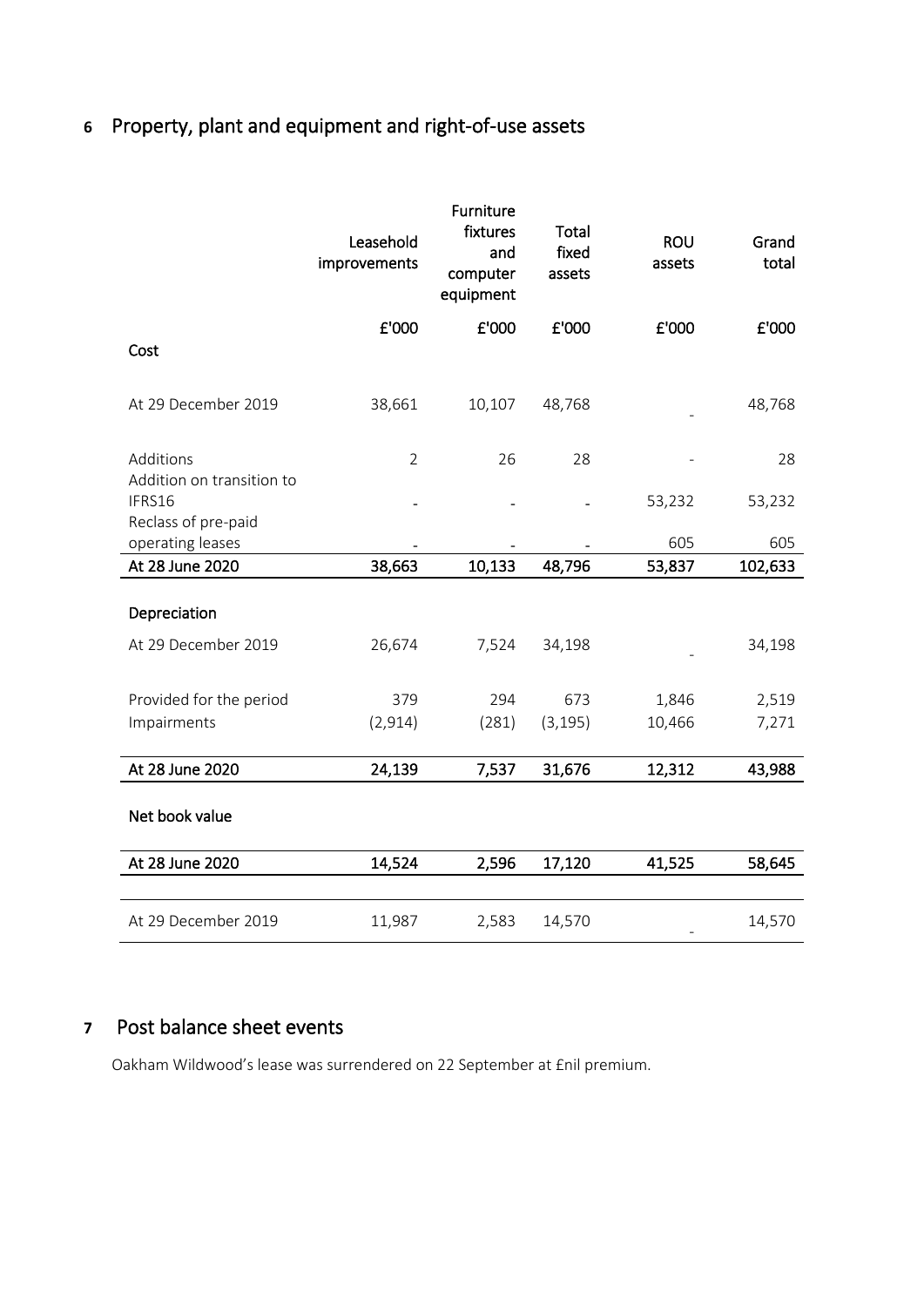## 6 Property, plant and equipment and right-of-use assets

| | Leasehold improvements | Furniture fixtures and computer equipment | Total fixed assets | ROU assets | Grand total |
|---|---|---|---|---|---|
| | £'000 | £'000 | £'000 | £'000 | £'000 |
| **Cost** | | | | | |
| At 29 December 2019 | 38,661 | 10,107 | 48,768 | - | 48,768 |
| Additions | 2 | 26 | 28 | - | 28 |
| Addition on transition to IFRS16 | - | - | - | 53,232 | 53,232 |
| Reclass of pre-paid operating leases | - | - | - | 605 | 605 |
| **At 28 June 2020** | **38,663** | **10,133** | **48,796** | **53,837** | **102,633** |
| **Depreciation** | | | | | |
| At 29 December 2019 | 26,674 | 7,524 | 34,198 | - | 34,198 |
| Provided for the period | 379 | 294 | 673 | 1,846 | 2,519 |
| Impairments | (2,914) | (281) | (3,195) | 10,466 | 7,271 |
| **At 28 June 2020** | **24,139** | **7,537** | **31,676** | **12,312** | **43,988** |
| **Net book value** | | | | | |
| **At 28 June 2020** | **14,524** | **2,596** | **17,120** | **41,525** | **58,645** |
| At 29 December 2019 | 11,987 | 2,583 | 14,570 | - | 14,570 |

## 7 Post balance sheet events

Oakham Wildwood's lease was surrendered on 22 September at £nil premium.